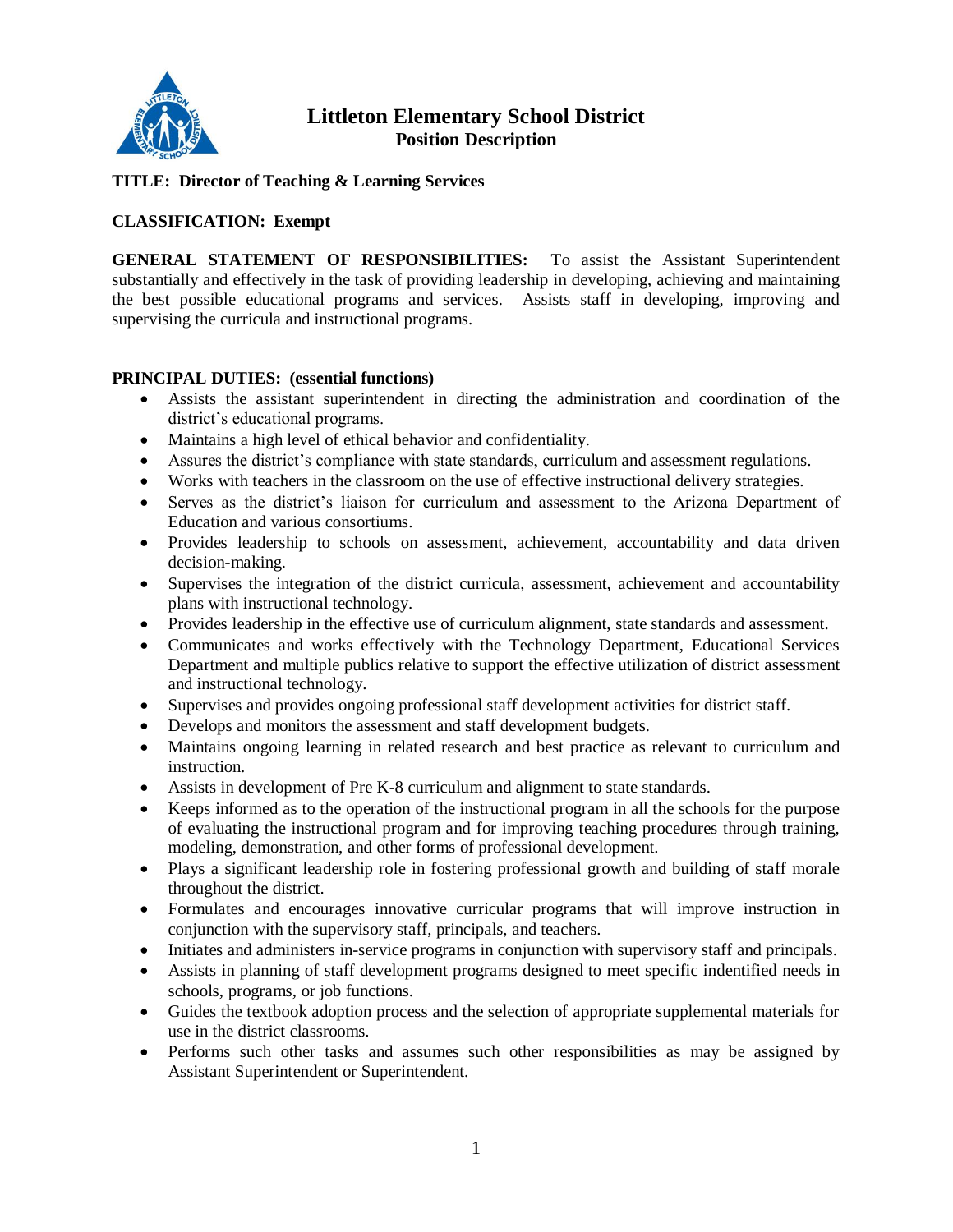# Littleton Elementary School District
## Position Description

**TITLE: Director of Teaching & Learning Services**

**CLASSIFICATION: Exempt**

**GENERAL STATEMENT OF RESPONSIBILITIES:** To assist the Assistant Superintendent substantially and effectively in the task of providing leadership in developing, achieving and maintaining the best possible educational programs and services. Assists staff in developing, improving and supervising the curricula and instructional programs.

**PRINCIPAL DUTIES: (essential functions)**

- Assists the assistant superintendent in directing the administration and coordination of the district's educational programs.
- Maintains a high level of ethical behavior and confidentiality.
- Assures the district's compliance with state standards, curriculum and assessment regulations.
- Works with teachers in the classroom on the use of effective instructional delivery strategies.
- Serves as the district's liaison for curriculum and assessment to the Arizona Department of Education and various consortiums.
- Provides leadership to schools on assessment, achievement, accountability and data driven decision-making.
- Supervises the integration of the district curricula, assessment, achievement and accountability plans with instructional technology.
- Provides leadership in the effective use of curriculum alignment, state standards and assessment.
- Communicates and works effectively with the Technology Department, Educational Services Department and multiple publics relative to support the effective utilization of district assessment and instructional technology.
- Supervises and provides ongoing professional staff development activities for district staff.
- Develops and monitors the assessment and staff development budgets.
- Maintains ongoing learning in related research and best practice as relevant to curriculum and instruction.
- Assists in development of Pre K-8 curriculum and alignment to state standards.
- Keeps informed as to the operation of the instructional program in all the schools for the purpose of evaluating the instructional program and for improving teaching procedures through training, modeling, demonstration, and other forms of professional development.
- Plays a significant leadership role in fostering professional growth and building of staff morale throughout the district.
- Formulates and encourages innovative curricular programs that will improve instruction in conjunction with the supervisory staff, principals, and teachers.
- Initiates and administers in-service programs in conjunction with supervisory staff and principals.
- Assists in planning of staff development programs designed to meet specific indentified needs in schools, programs, or job functions.
- Guides the textbook adoption process and the selection of appropriate supplemental materials for use in the district classrooms.
- Performs such other tasks and assumes such other responsibilities as may be assigned by Assistant Superintendent or Superintendent.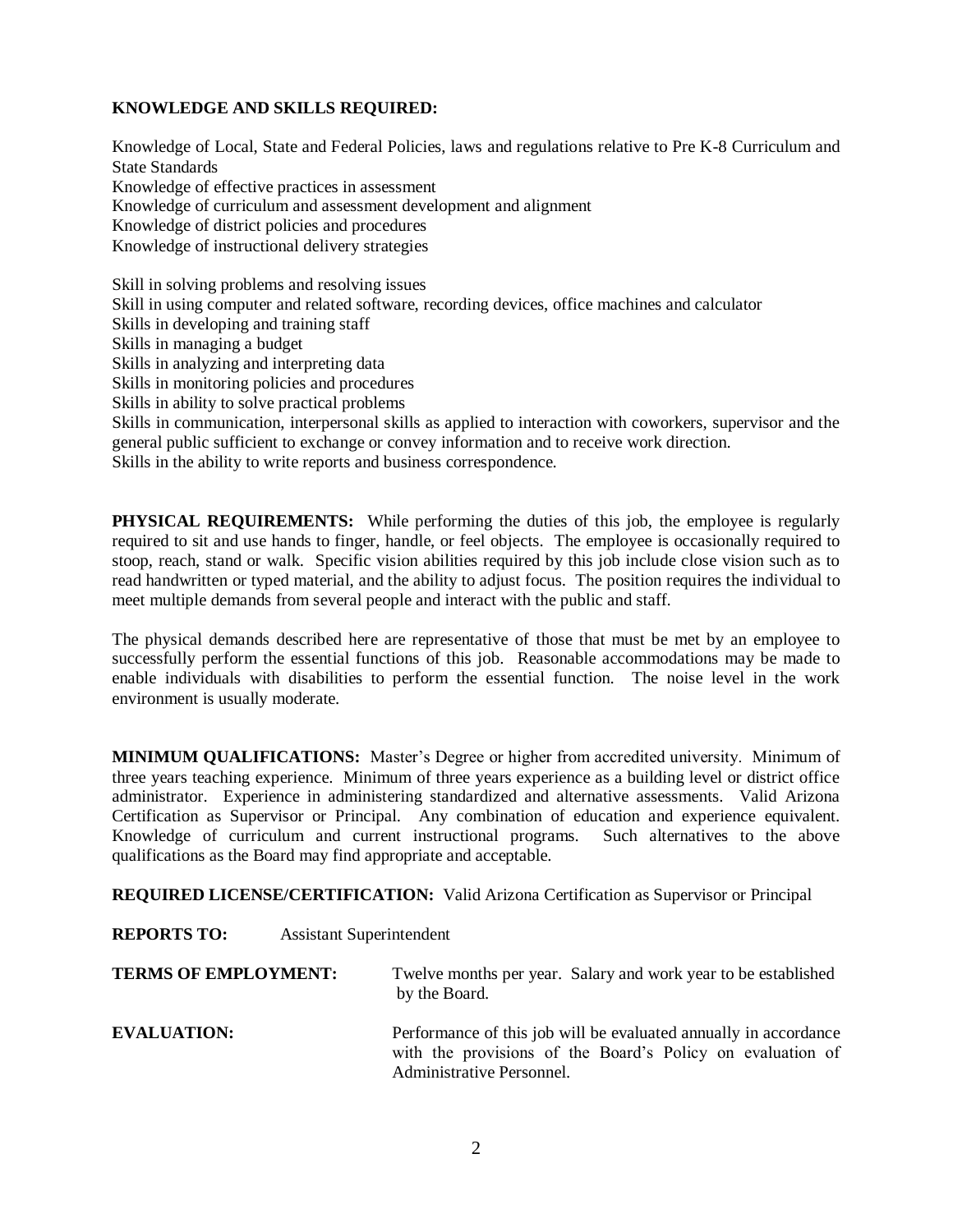**KNOWLEDGE AND SKILLS REQUIRED:**

Knowledge of Local, State and Federal Policies, laws and regulations relative to Pre K-8 Curriculum and State Standards
Knowledge of effective practices in assessment
Knowledge of curriculum and assessment development and alignment
Knowledge of district policies and procedures
Knowledge of instructional delivery strategies

Skill in solving problems and resolving issues
Skill in using computer and related software, recording devices, office machines and calculator
Skills in developing and training staff
Skills in managing a budget
Skills in analyzing and interpreting data
Skills in monitoring policies and procedures
Skills in ability to solve practical problems
Skills in communication, interpersonal skills as applied to interaction with coworkers, supervisor and the general public sufficient to exchange or convey information and to receive work direction.
Skills in the ability to write reports and business correspondence.

**PHYSICAL REQUIREMENTS:** While performing the duties of this job, the employee is regularly required to sit and use hands to finger, handle, or feel objects. The employee is occasionally required to stoop, reach, stand or walk. Specific vision abilities required by this job include close vision such as to read handwritten or typed material, and the ability to adjust focus. The position requires the individual to meet multiple demands from several people and interact with the public and staff.

The physical demands described here are representative of those that must be met by an employee to successfully perform the essential functions of this job. Reasonable accommodations may be made to enable individuals with disabilities to perform the essential function. The noise level in the work environment is usually moderate.

**MINIMUM QUALIFICATIONS:** Master's Degree or higher from accredited university. Minimum of three years teaching experience. Minimum of three years experience as a building level or district office administrator. Experience in administering standardized and alternative assessments. Valid Arizona Certification as Supervisor or Principal. Any combination of education and experience equivalent. Knowledge of curriculum and current instructional programs. Such alternatives to the above qualifications as the Board may find appropriate and acceptable.

**REQUIRED LICENSE/CERTIFICATION:** Valid Arizona Certification as Supervisor or Principal

**REPORTS TO:** Assistant Superintendent

**TERMS OF EMPLOYMENT:** Twelve months per year. Salary and work year to be established by the Board.

**EVALUATION:** Performance of this job will be evaluated annually in accordance with the provisions of the Board's Policy on evaluation of Administrative Personnel.